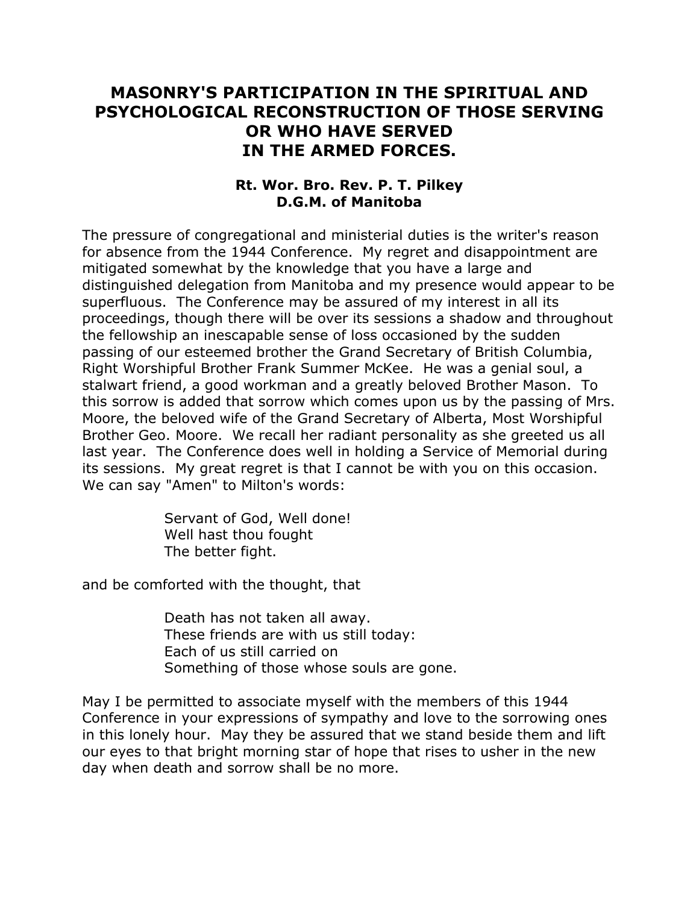# MASONRY'S PARTICIPATION IN THE SPIRITUAL AND PSYCHOLOGICAL RECONSTRUCTION OF THOSE SERVING OR WHO HAVE SERVED IN THE ARMED FORCES.

**Rt. Wor. Bro. Rev. P. T. Pilkey**
**D.G.M. of Manitoba**

The pressure of congregational and ministerial duties is the writer's reason for absence from the 1944 Conference. My regret and disappointment are mitigated somewhat by the knowledge that you have a large and distinguished delegation from Manitoba and my presence would appear to be superfluous. The Conference may be assured of my interest in all its proceedings, though there will be over its sessions a shadow and throughout the fellowship an inescapable sense of loss occasioned by the sudden passing of our esteemed brother the Grand Secretary of British Columbia, Right Worshipful Brother Frank Summer McKee. He was a genial soul, a stalwart friend, a good workman and a greatly beloved Brother Mason. To this sorrow is added that sorrow which comes upon us by the passing of Mrs. Moore, the beloved wife of the Grand Secretary of Alberta, Most Worshipful Brother Geo. Moore. We recall her radiant personality as she greeted us all last year. The Conference does well in holding a Service of Memorial during its sessions. My great regret is that I cannot be with you on this occasion. We can say "Amen" to Milton's words:

> Servant of God, Well done!
> Well hast thou fought
> The better fight.

and be comforted with the thought, that

> Death has not taken all away.
> These friends are with us still today:
> Each of us still carried on
> Something of those whose souls are gone.

May I be permitted to associate myself with the members of this 1944 Conference in your expressions of sympathy and love to the sorrowing ones in this lonely hour. May they be assured that we stand beside them and lift our eyes to that bright morning star of hope that rises to usher in the new day when death and sorrow shall be no more.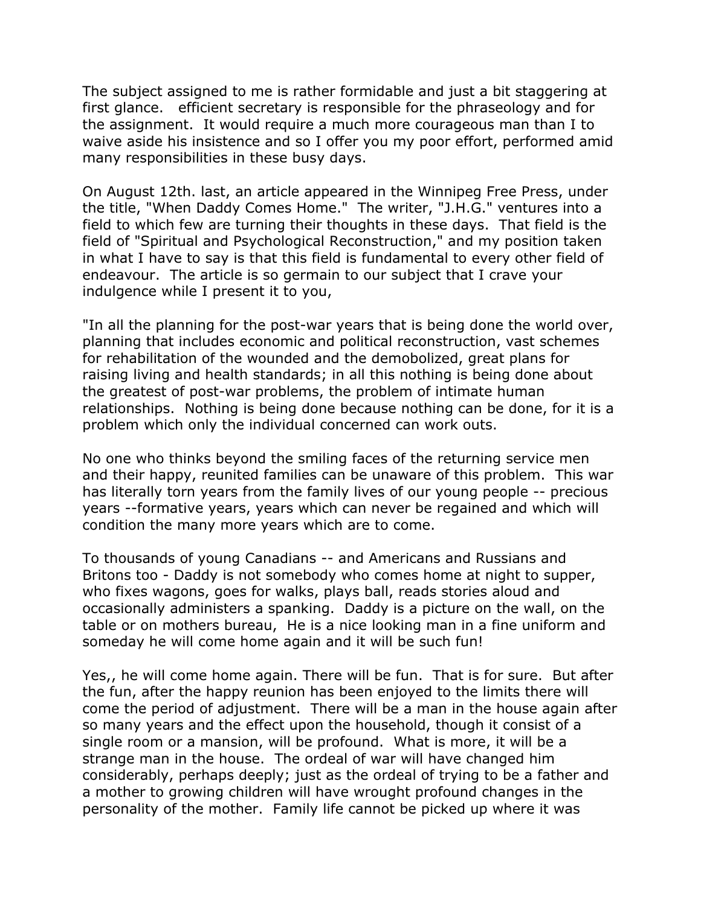The subject assigned to me is rather formidable and just a bit staggering at first glance.   efficient secretary is responsible for the phraseology and for the assignment.  It would require a much more courageous man than I to waive aside his insistence and so I offer you my poor effort, performed amid many responsibilities in these busy days.

On August 12th. last, an article appeared in the Winnipeg Free Press, under the title, "When Daddy Comes Home."  The writer, "J.H.G." ventures into a field to which few are turning their thoughts in these days.  That field is the field of "Spiritual and Psychological Reconstruction," and my position taken in what I have to say is that this field is fundamental to every other field of endeavour.  The article is so germain to our subject that I crave your indulgence while I present it to you,

"In all the planning for the post-war years that is being done the world over, planning that includes economic and political reconstruction, vast schemes for rehabilitation of the wounded and the demobolized, great plans for raising living and health standards; in all this nothing is being done about the greatest of post-war problems, the problem of intimate human relationships.  Nothing is being done because nothing can be done, for it is a problem which only the individual concerned can work outs.

No one who thinks beyond the smiling faces of the returning service men and their happy, reunited families can be unaware of this problem.  This war has literally torn years from the family lives of our young people -- precious years --formative years, years which can never be regained and which will condition the many more years which are to come.

To thousands of young Canadians -- and Americans and Russians and Britons too - Daddy is not somebody who comes home at night to supper, who fixes wagons, goes for walks, plays ball, reads stories aloud and occasionally administers a spanking.  Daddy is a picture on the wall, on the table or on mothers bureau,  He is a nice looking man in a fine uniform and someday he will come home again and it will be such fun!

Yes,, he will come home again. There will be fun.  That is for sure.  But after the fun, after the happy reunion has been enjoyed to the limits there will come the period of adjustment.  There will be a man in the house again after so many years and the effect upon the household, though it consist of a single room or a mansion, will be profound.  What is more, it will be a strange man in the house.  The ordeal of war will have changed him considerably, perhaps deeply; just as the ordeal of trying to be a father and a mother to growing children will have wrought profound changes in the personality of the mother.  Family life cannot be picked up where it was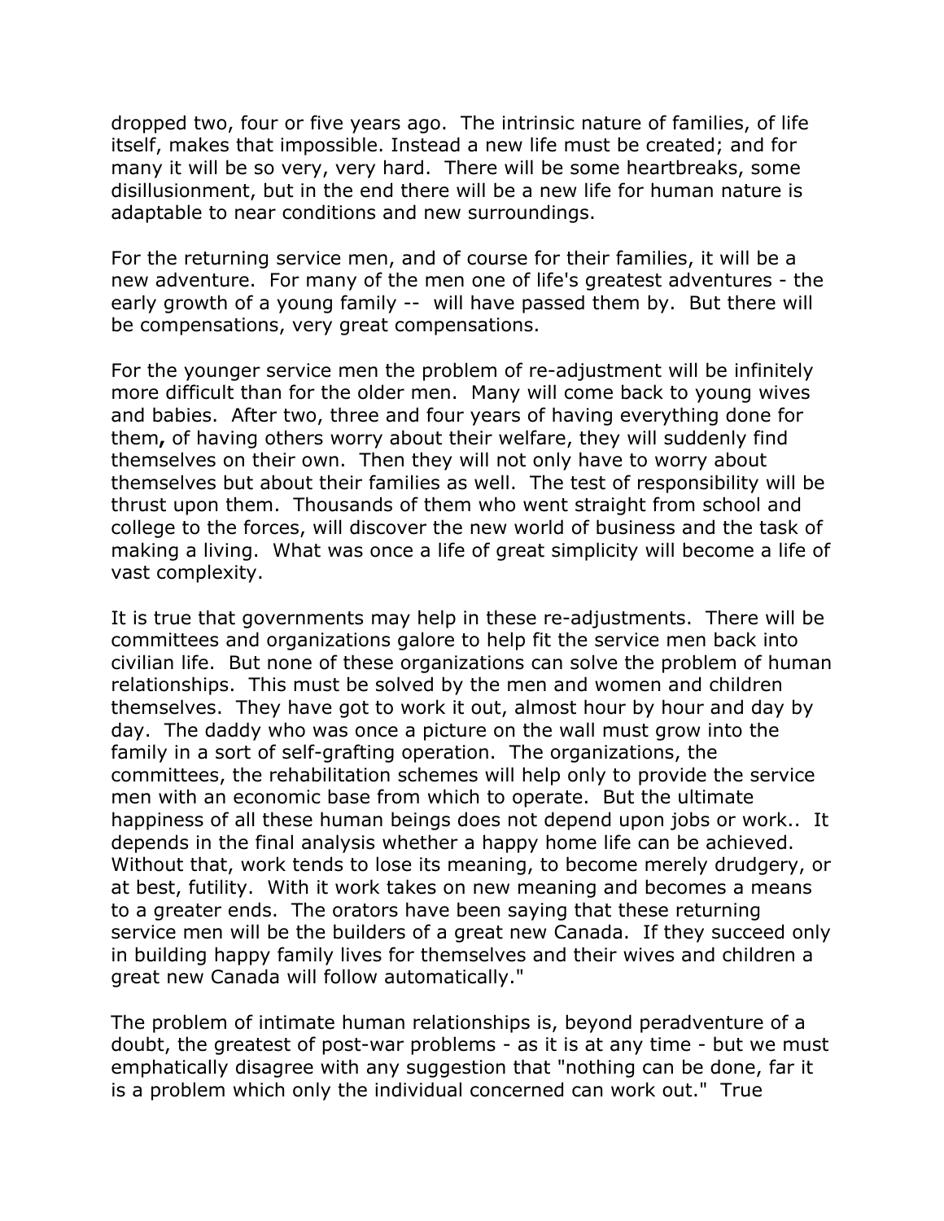dropped two, four or five years ago. The intrinsic nature of families, of life itself, makes that impossible. Instead a new life must be created; and for many it will be so very, very hard. There will be some heartbreaks, some disillusionment, but in the end there will be a new life for human nature is adaptable to near conditions and new surroundings.

For the returning service men, and of course for their families, it will be a new adventure. For many of the men one of life's greatest adventures - the early growth of a young family -- will have passed them by. But there will be compensations, very great compensations.

For the younger service men the problem of re-adjustment will be infinitely more difficult than for the older men. Many will come back to young wives and babies. After two, three and four years of having everything done for them**,** of having others worry about their welfare, they will suddenly find themselves on their own. Then they will not only have to worry about themselves but about their families as well. The test of responsibility will be thrust upon them. Thousands of them who went straight from school and college to the forces, will discover the new world of business and the task of making a living. What was once a life of great simplicity will become a life of vast complexity.

It is true that governments may help in these re-adjustments. There will be committees and organizations galore to help fit the service men back into civilian life. But none of these organizations can solve the problem of human relationships. This must be solved by the men and women and children themselves. They have got to work it out, almost hour by hour and day by day. The daddy who was once a picture on the wall must grow into the family in a sort of self-grafting operation. The organizations, the committees, the rehabilitation schemes will help only to provide the service men with an economic base from which to operate. But the ultimate happiness of all these human beings does not depend upon jobs or work.. It depends in the final analysis whether a happy home life can be achieved. Without that, work tends to lose its meaning, to become merely drudgery, or at best, futility. With it work takes on new meaning and becomes a means to a greater ends. The orators have been saying that these returning service men will be the builders of a great new Canada. If they succeed only in building happy family lives for themselves and their wives and children a great new Canada will follow automatically."

The problem of intimate human relationships is, beyond peradventure of a doubt, the greatest of post-war problems - as it is at any time - but we must emphatically disagree with any suggestion that "nothing can be done, far it is a problem which only the individual concerned can work out." True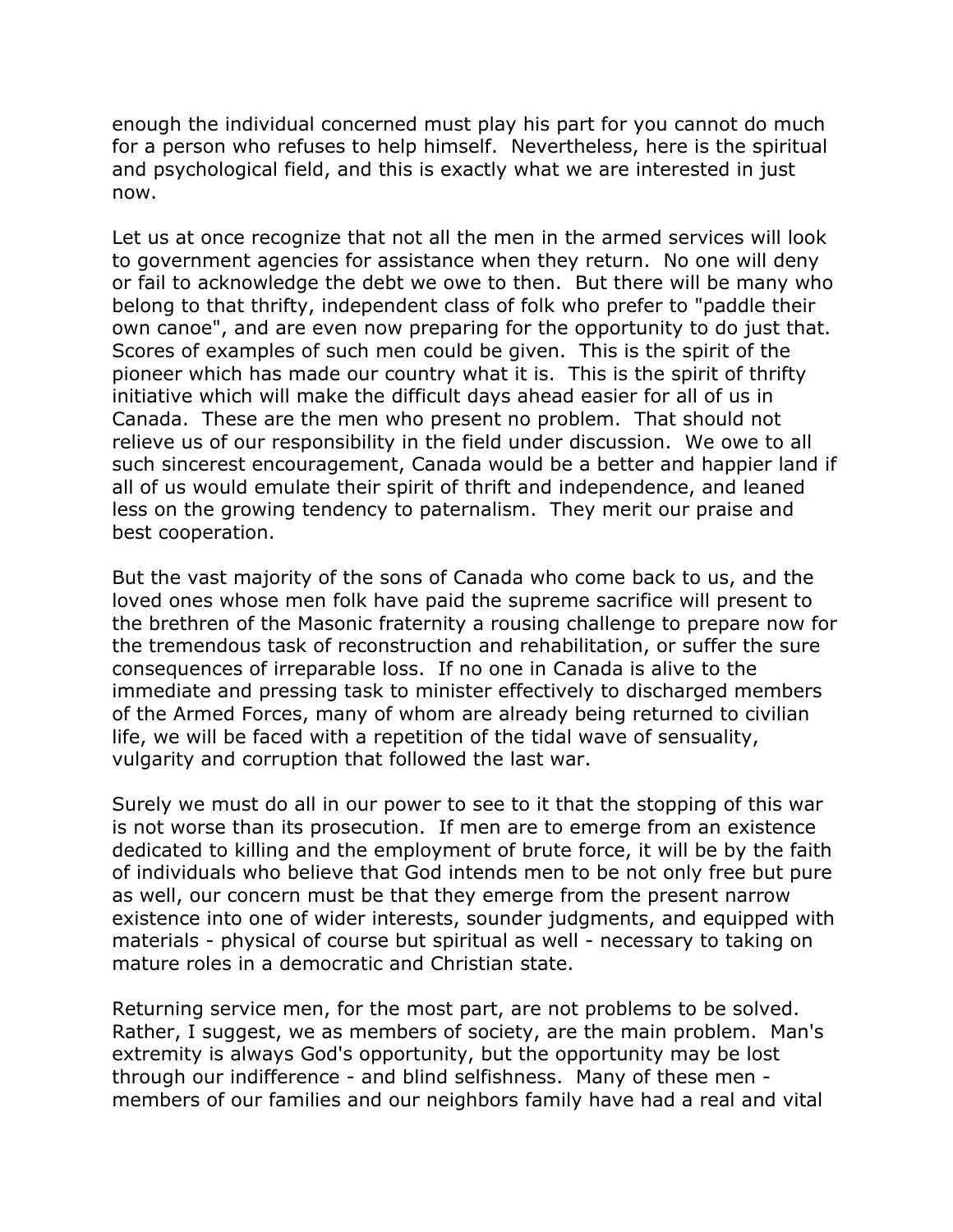enough the individual concerned must play his part for you cannot do much for a person who refuses to help himself. Nevertheless, here is the spiritual and psychological field, and this is exactly what we are interested in just now.

Let us at once recognize that not all the men in the armed services will look to government agencies for assistance when they return. No one will deny or fail to acknowledge the debt we owe to then. But there will be many who belong to that thrifty, independent class of folk who prefer to "paddle their own canoe", and are even now preparing for the opportunity to do just that. Scores of examples of such men could be given. This is the spirit of the pioneer which has made our country what it is. This is the spirit of thrifty initiative which will make the difficult days ahead easier for all of us in Canada. These are the men who present no problem. That should not relieve us of our responsibility in the field under discussion. We owe to all such sincerest encouragement, Canada would be a better and happier land if all of us would emulate their spirit of thrift and independence, and leaned less on the growing tendency to paternalism. They merit our praise and best cooperation.

But the vast majority of the sons of Canada who come back to us, and the loved ones whose men folk have paid the supreme sacrifice will present to the brethren of the Masonic fraternity a rousing challenge to prepare now for the tremendous task of reconstruction and rehabilitation, or suffer the sure consequences of irreparable loss. If no one in Canada is alive to the immediate and pressing task to minister effectively to discharged members of the Armed Forces, many of whom are already being returned to civilian life, we will be faced with a repetition of the tidal wave of sensuality, vulgarity and corruption that followed the last war.

Surely we must do all in our power to see to it that the stopping of this war is not worse than its prosecution. If men are to emerge from an existence dedicated to killing and the employment of brute force, it will be by the faith of individuals who believe that God intends men to be not only free but pure as well, our concern must be that they emerge from the present narrow existence into one of wider interests, sounder judgments, and equipped with materials - physical of course but spiritual as well - necessary to taking on mature roles in a democratic and Christian state.

Returning service men, for the most part, are not problems to be solved. Rather, I suggest, we as members of society, are the main problem. Man's extremity is always God's opportunity, but the opportunity may be lost through our indifference - and blind selfishness. Many of these men - members of our families and our neighbors family have had a real and vital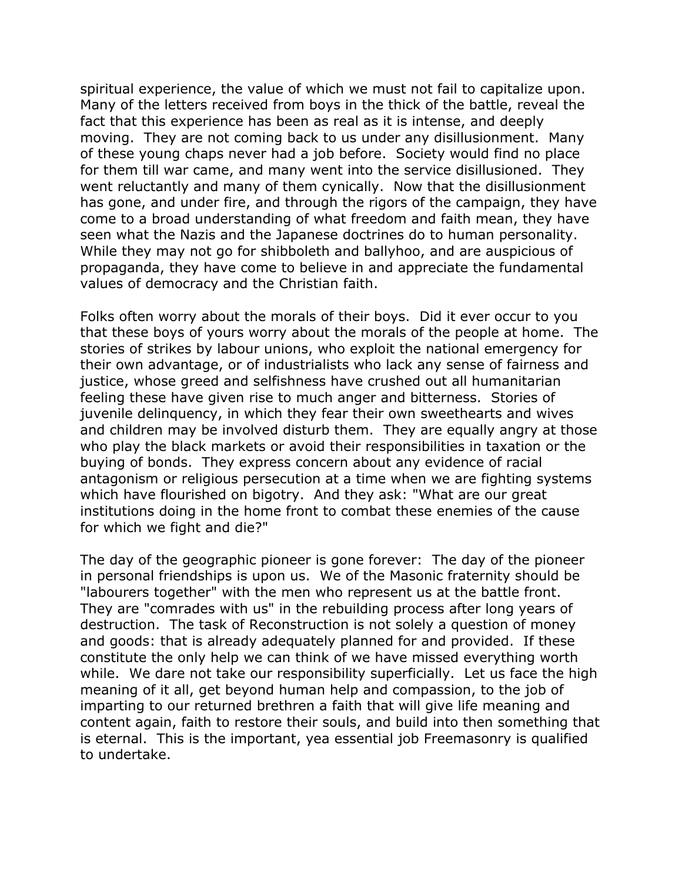spiritual experience, the value of which we must not fail to capitalize upon. Many of the letters received from boys in the thick of the battle, reveal the fact that this experience has been as real as it is intense, and deeply moving. They are not coming back to us under any disillusionment. Many of these young chaps never had a job before. Society would find no place for them till war came, and many went into the service disillusioned. They went reluctantly and many of them cynically. Now that the disillusionment has gone, and under fire, and through the rigors of the campaign, they have come to a broad understanding of what freedom and faith mean, they have seen what the Nazis and the Japanese doctrines do to human personality. While they may not go for shibboleth and ballyhoo, and are auspicious of propaganda, they have come to believe in and appreciate the fundamental values of democracy and the Christian faith.

Folks often worry about the morals of their boys. Did it ever occur to you that these boys of yours worry about the morals of the people at home. The stories of strikes by labour unions, who exploit the national emergency for their own advantage, or of industrialists who lack any sense of fairness and justice, whose greed and selfishness have crushed out all humanitarian feeling these have given rise to much anger and bitterness. Stories of juvenile delinquency, in which they fear their own sweethearts and wives and children may be involved disturb them. They are equally angry at those who play the black markets or avoid their responsibilities in taxation or the buying of bonds. They express concern about any evidence of racial antagonism or religious persecution at a time when we are fighting systems which have flourished on bigotry. And they ask: "What are our great institutions doing in the home front to combat these enemies of the cause for which we fight and die?"

The day of the geographic pioneer is gone forever: The day of the pioneer in personal friendships is upon us. We of the Masonic fraternity should be "labourers together" with the men who represent us at the battle front. They are "comrades with us" in the rebuilding process after long years of destruction. The task of Reconstruction is not solely a question of money and goods: that is already adequately planned for and provided. If these constitute the only help we can think of we have missed everything worth while. We dare not take our responsibility superficially. Let us face the high meaning of it all, get beyond human help and compassion, to the job of imparting to our returned brethren a faith that will give life meaning and content again, faith to restore their souls, and build into then something that is eternal. This is the important, yea essential job Freemasonry is qualified to undertake.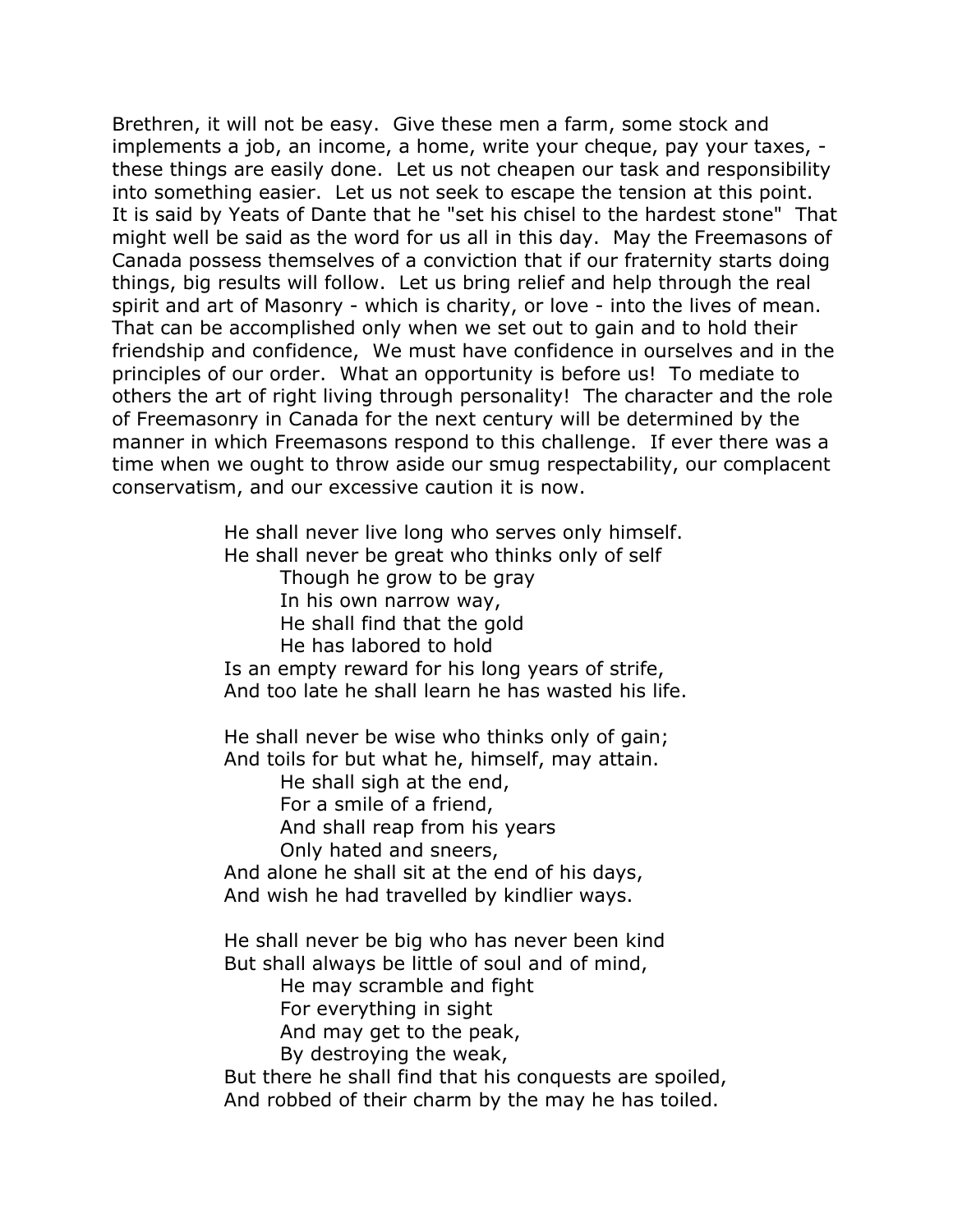Brethren, it will not be easy. Give these men a farm, some stock and implements a job, an income, a home, write your cheque, pay your taxes, - these things are easily done. Let us not cheapen our task and responsibility into something easier. Let us not seek to escape the tension at this point. It is said by Yeats of Dante that he "set his chisel to the hardest stone" That might well be said as the word for us all in this day. May the Freemasons of Canada possess themselves of a conviction that if our fraternity starts doing things, big results will follow. Let us bring relief and help through the real spirit and art of Masonry - which is charity, or love - into the lives of mean. That can be accomplished only when we set out to gain and to hold their friendship and confidence, We must have confidence in ourselves and in the principles of our order. What an opportunity is before us! To mediate to others the art of right living through personality! The character and the role of Freemasonry in Canada for the next century will be determined by the manner in which Freemasons respond to this challenge. If ever there was a time when we ought to throw aside our smug respectability, our complacent conservatism, and our excessive caution it is now.

> He shall never live long who serves only himself.
> He shall never be great who thinks only of self
> &nbsp;&nbsp;&nbsp;&nbsp;Though he grow to be gray
> &nbsp;&nbsp;&nbsp;&nbsp;In his own narrow way,
> &nbsp;&nbsp;&nbsp;&nbsp;He shall find that the gold
> &nbsp;&nbsp;&nbsp;&nbsp;He has labored to hold
> Is an empty reward for his long years of strife,
> And too late he shall learn he has wasted his life.
>
> He shall never be wise who thinks only of gain;
> And toils for but what he, himself, may attain.
> &nbsp;&nbsp;&nbsp;&nbsp;He shall sigh at the end,
> &nbsp;&nbsp;&nbsp;&nbsp;For a smile of a friend,
> &nbsp;&nbsp;&nbsp;&nbsp;And shall reap from his years
> &nbsp;&nbsp;&nbsp;&nbsp;Only hated and sneers,
> And alone he shall sit at the end of his days,
> And wish he had travelled by kindlier ways.
>
> He shall never be big who has never been kind
> But shall always be little of soul and of mind,
> &nbsp;&nbsp;&nbsp;&nbsp;He may scramble and fight
> &nbsp;&nbsp;&nbsp;&nbsp;For everything in sight
> &nbsp;&nbsp;&nbsp;&nbsp;And may get to the peak,
> &nbsp;&nbsp;&nbsp;&nbsp;By destroying the weak,
> But there he shall find that his conquests are spoiled,
> And robbed of their charm by the may he has toiled.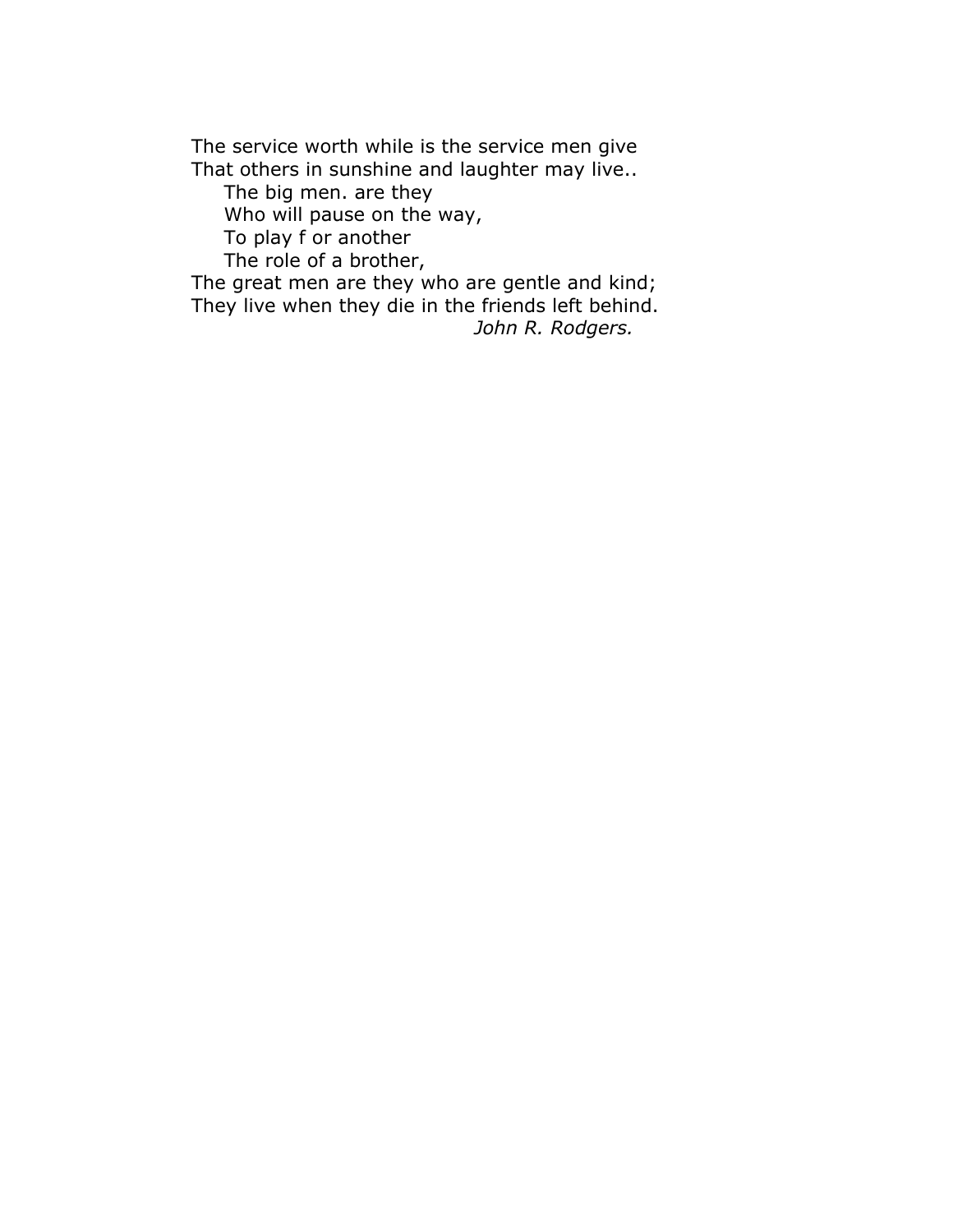The service worth while is the service men give
That others in sunshine and laughter may live..
    The big men. are they
    Who will pause on the way,
    To play f or another
    The role of a brother,
The great men are they who are gentle and kind;
They live when they die in the friends left behind.

*John R. Rodgers.*